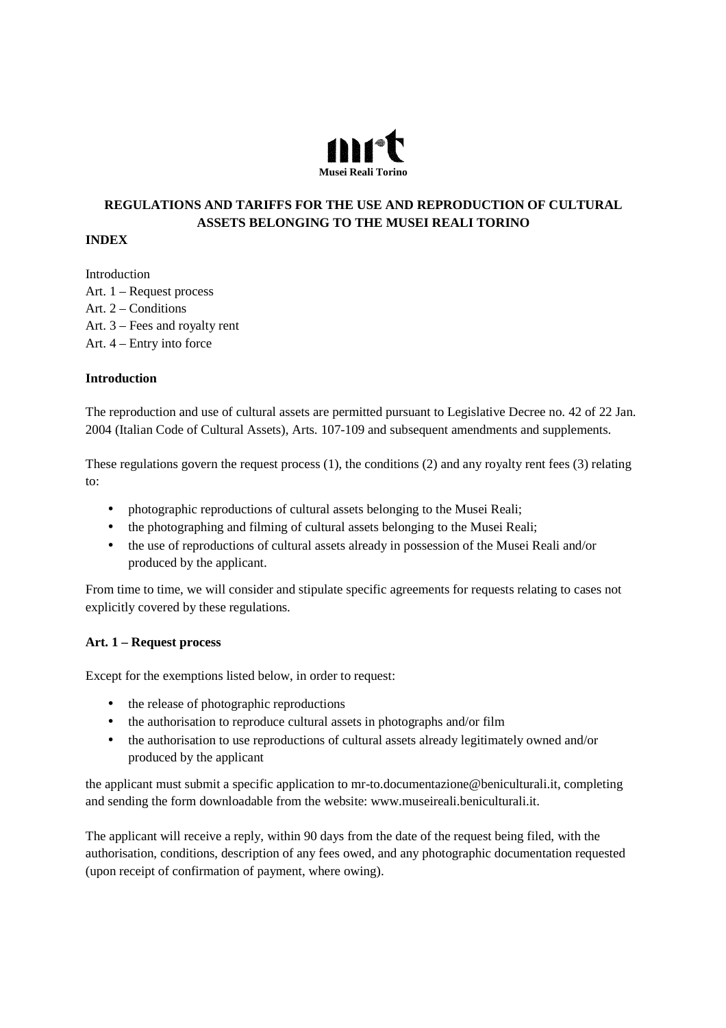Musei Reali Torino

# REGULATIONS AND TARIFFS FOR THE USE AND REPRODUCTION OF CULTURAL ASSETS BELONGING TO THE MUSEI REALI TORINO

**INDEX**

Introduction
Art. 1 – Request process
Art. 2 – Conditions
Art. 3 – Fees and royalty rent
Art. 4 – Entry into force

## Introduction

The reproduction and use of cultural assets are permitted pursuant to Legislative Decree no. 42 of 22 Jan. 2004 (Italian Code of Cultural Assets), Arts. 107-109 and subsequent amendments and supplements.

These regulations govern the request process (1), the conditions (2) and any royalty rent fees (3) relating to:

- photographic reproductions of cultural assets belonging to the Musei Reali;
- the photographing and filming of cultural assets belonging to the Musei Reali;
- the use of reproductions of cultural assets already in possession of the Musei Reali and/or produced by the applicant.

From time to time, we will consider and stipulate specific agreements for requests relating to cases not explicitly covered by these regulations.

## Art. 1 – Request process

Except for the exemptions listed below, in order to request:

- the release of photographic reproductions
- the authorisation to reproduce cultural assets in photographs and/or film
- the authorisation to use reproductions of cultural assets already legitimately owned and/or produced by the applicant

the applicant must submit a specific application to mr-to.documentazione@beniculturali.it, completing and sending the form downloadable from the website: www.museireali.beniculturali.it.

The applicant will receive a reply, within 90 days from the date of the request being filed, with the authorisation, conditions, description of any fees owed, and any photographic documentation requested (upon receipt of confirmation of payment, where owing).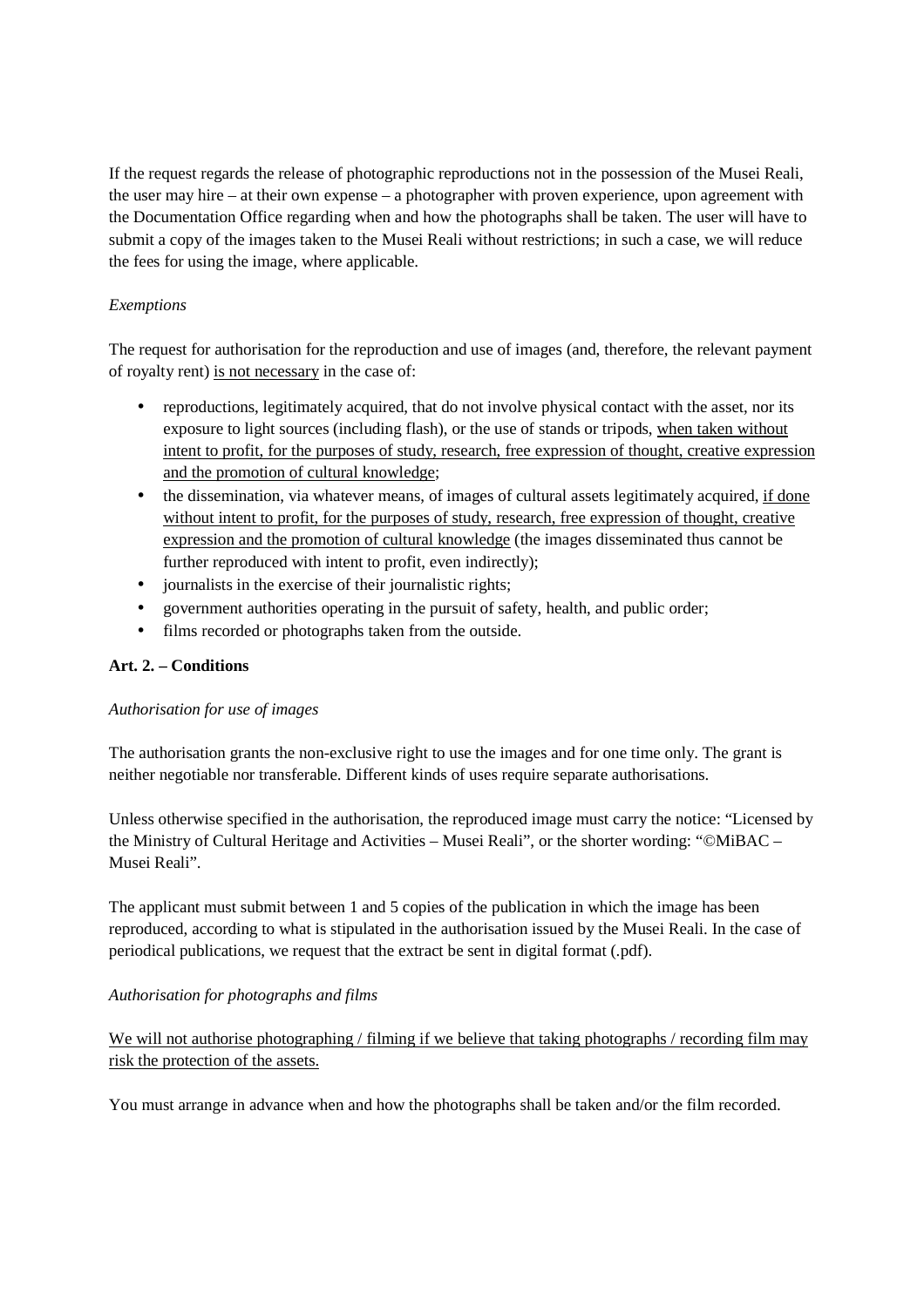If the request regards the release of photographic reproductions not in the possession of the Musei Reali, the user may hire – at their own expense – a photographer with proven experience, upon agreement with the Documentation Office regarding when and how the photographs shall be taken. The user will have to submit a copy of the images taken to the Musei Reali without restrictions; in such a case, we will reduce the fees for using the image, where applicable.

*Exemptions*

The request for authorisation for the reproduction and use of images (and, therefore, the relevant payment of royalty rent) <u>is not necessary</u> in the case of:

- reproductions, legitimately acquired, that do not involve physical contact with the asset, nor its exposure to light sources (including flash), or the use of stands or tripods, <u>when taken without intent to profit, for the purposes of study, research, free expression of thought, creative expression and the promotion of cultural knowledge</u>;
- the dissemination, via whatever means, of images of cultural assets legitimately acquired, <u>if done without intent to profit, for the purposes of study, research, free expression of thought, creative expression and the promotion of cultural knowledge</u> (the images disseminated thus cannot be further reproduced with intent to profit, even indirectly);
- journalists in the exercise of their journalistic rights;
- government authorities operating in the pursuit of safety, health, and public order;
- films recorded or photographs taken from the outside.

**Art. 2. – Conditions**

*Authorisation for use of images*

The authorisation grants the non-exclusive right to use the images and for one time only. The grant is neither negotiable nor transferable. Different kinds of uses require separate authorisations.

Unless otherwise specified in the authorisation, the reproduced image must carry the notice: "Licensed by the Ministry of Cultural Heritage and Activities – Musei Reali", or the shorter wording: "©MiBAC – Musei Reali".

The applicant must submit between 1 and 5 copies of the publication in which the image has been reproduced, according to what is stipulated in the authorisation issued by the Musei Reali. In the case of periodical publications, we request that the extract be sent in digital format (.pdf).

*Authorisation for photographs and films*

<u>We will not authorise photographing / filming if we believe that taking photographs / recording film may risk the protection of the assets.</u>

You must arrange in advance when and how the photographs shall be taken and/or the film recorded.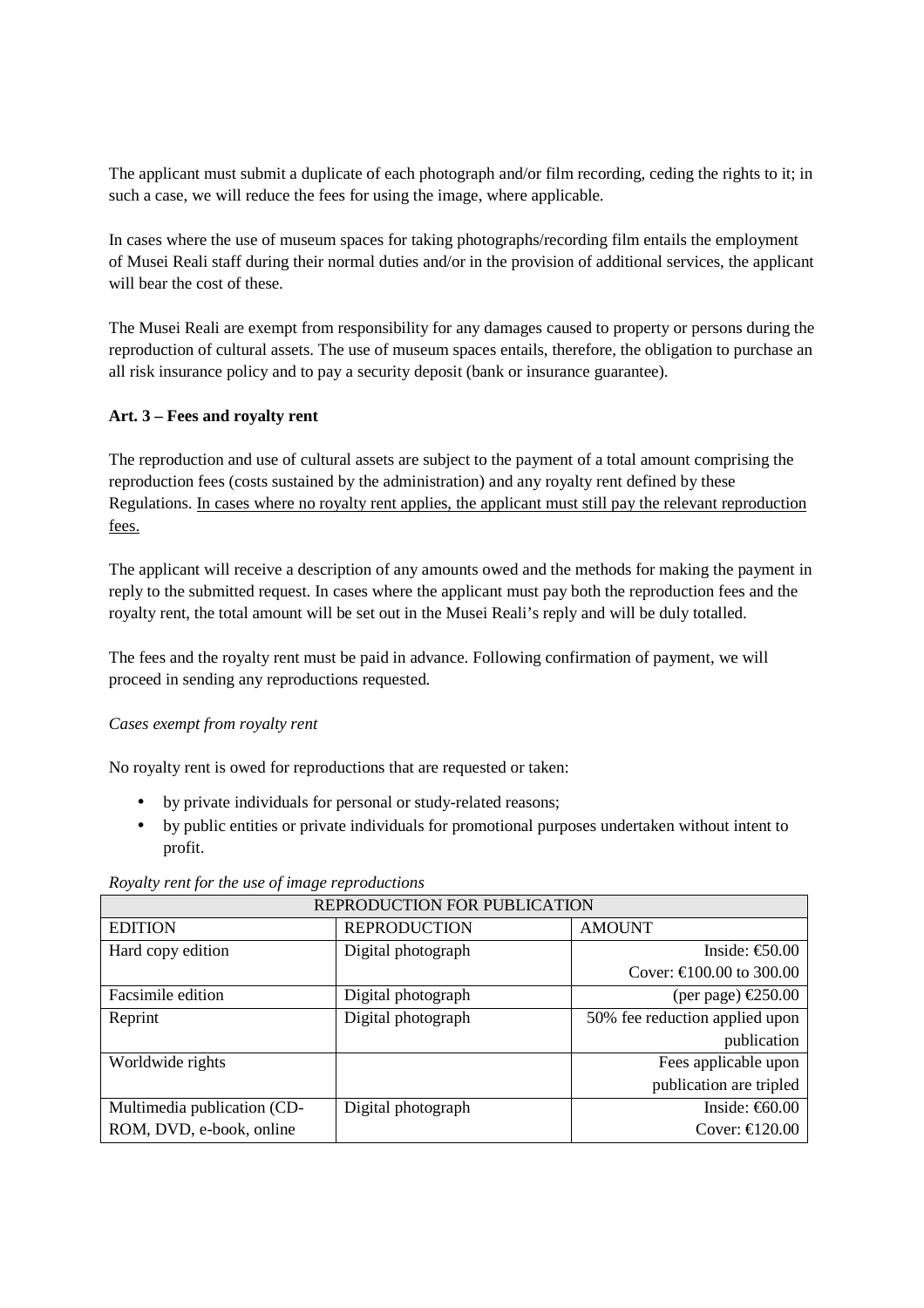The applicant must submit a duplicate of each photograph and/or film recording, ceding the rights to it; in such a case, we will reduce the fees for using the image, where applicable.

In cases where the use of museum spaces for taking photographs/recording film entails the employment of Musei Reali staff during their normal duties and/or in the provision of additional services, the applicant will bear the cost of these.

The Musei Reali are exempt from responsibility for any damages caused to property or persons during the reproduction of cultural assets. The use of museum spaces entails, therefore, the obligation to purchase an all risk insurance policy and to pay a security deposit (bank or insurance guarantee).

### Art. 3 – Fees and royalty rent

The reproduction and use of cultural assets are subject to the payment of a total amount comprising the reproduction fees (costs sustained by the administration) and any royalty rent defined by these Regulations. <u>In cases where no royalty rent applies, the applicant must still pay the relevant reproduction fees.</u>

The applicant will receive a description of any amounts owed and the methods for making the payment in reply to the submitted request. In cases where the applicant must pay both the reproduction fees and the royalty rent, the total amount will be set out in the Musei Reali's reply and will be duly totalled.

The fees and the royalty rent must be paid in advance. Following confirmation of payment, we will proceed in sending any reproductions requested.

*Cases exempt from royalty rent*

No royalty rent is owed for reproductions that are requested or taken:

- by private individuals for personal or study-related reasons;
- by public entities or private individuals for promotional purposes undertaken without intent to profit.

*Royalty rent for the use of image reproductions*

| REPRODUCTION FOR PUBLICATION | | |
|---|---|---|
| EDITION | REPRODUCTION | AMOUNT |
| Hard copy edition | Digital photograph | Inside: €50.00<br>Cover: €100.00 to 300.00 |
| Facsimile edition | Digital photograph | (per page) €250.00 |
| Reprint | Digital photograph | 50% fee reduction applied upon publication |
| Worldwide rights | | Fees applicable upon publication are tripled |
| Multimedia publication (CD-ROM, DVD, e-book, online | Digital photograph | Inside: €60.00<br>Cover: €120.00 |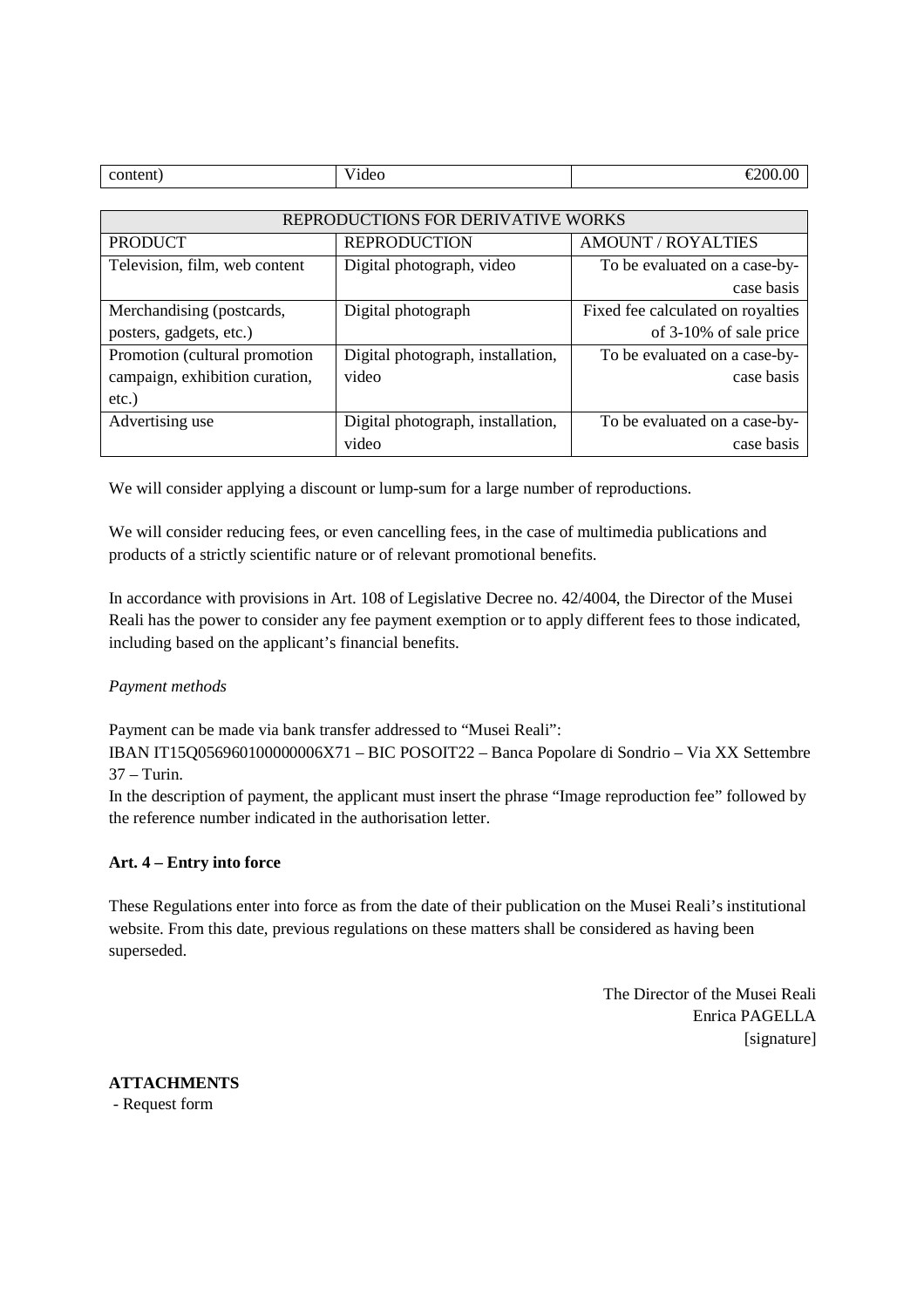| | | |
|---|---|---|
| content) | Video | €200.00 |

| REPRODUCTIONS FOR DERIVATIVE WORKS | | |
|---|---|---|
| PRODUCT | REPRODUCTION | AMOUNT / ROYALTIES |
| Television, film, web content | Digital photograph, video | To be evaluated on a case-by-case basis |
| Merchandising (postcards, posters, gadgets, etc.) | Digital photograph | Fixed fee calculated on royalties of 3-10% of sale price |
| Promotion (cultural promotion campaign, exhibition curation, etc.) | Digital photograph, installation, video | To be evaluated on a case-by-case basis |
| Advertising use | Digital photograph, installation, video | To be evaluated on a case-by-case basis |

We will consider applying a discount or lump-sum for a large number of reproductions.

We will consider reducing fees, or even cancelling fees, in the case of multimedia publications and products of a strictly scientific nature or of relevant promotional benefits.

In accordance with provisions in Art. 108 of Legislative Decree no. 42/4004, the Director of the Musei Reali has the power to consider any fee payment exemption or to apply different fees to those indicated, including based on the applicant's financial benefits.

*Payment methods*

Payment can be made via bank transfer addressed to "Musei Reali":
IBAN IT15Q056960100000006X71 – BIC POSOIT22 – Banca Popolare di Sondrio – Via XX Settembre 37 – Turin.
In the description of payment, the applicant must insert the phrase "Image reproduction fee" followed by the reference number indicated in the authorisation letter.

**Art. 4 – Entry into force**

These Regulations enter into force as from the date of their publication on the Musei Reali's institutional website. From this date, previous regulations on these matters shall be considered as having been superseded.

The Director of the Musei Reali
Enrica PAGELLA
[signature]

**ATTACHMENTS**
- Request form